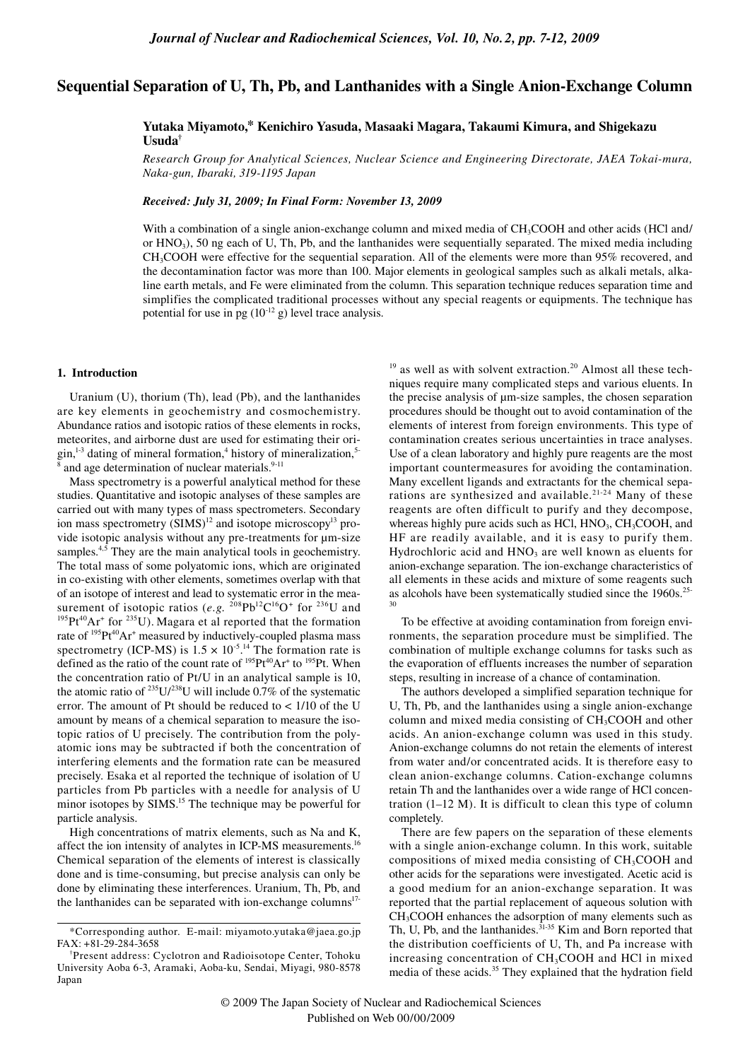# Sequential Separation of U, Th, Pb, and Lanthanides with a Single Anion-Exchange Column

**Yutaka Miyamoto,*, Kenichiro Yasuda, Masaaki Magara, Takaumi Kimura, and Shigekazu Usuda†**

*Research Group for Analytical Sciences, Nuclear Science and Engineering Directorate, JAEA Tokai-mura, Naka-gun, Ibaraki, 319-1195 Japan*

***Received: July 31, 2009; In Final Form: November 13, 2009***

With a combination of a single anion-exchange column and mixed media of $CH_3COOH$ and other acids (HCl and/or $HNO_3$), 50 ng each of U, Th, Pb, and the lanthanides were sequentially separated. The mixed media including $CH_3COOH$ were effective for the sequential separation. All of the elements were more than 95% recovered, and the decontamination factor was more than 100. Major elements in geological samples such as alkali metals, alkaline earth metals, and Fe were eliminated from the column. This separation technique reduces separation time and simplifies the complicated traditional processes without any special reagents or equipments. The technique has potential for use in pg ($10^{-12}$ g) level trace analysis.

## 1. Introduction

Uranium (U), thorium (Th), lead (Pb), and the lanthanides are key elements in geochemistry and cosmochemistry. Abundance ratios and isotopic ratios of these elements in rocks, meteorites, and airborne dust are used for estimating their origin,[1-3] dating of mineral formation,[4] history of mineralization,[5-8] and age determination of nuclear materials.[9-11]

Mass spectrometry is a powerful analytical method for these studies. Quantitative and isotopic analyses of these samples are carried out with many types of mass spectrometers. Secondary ion mass spectrometry (SIMS)[12] and isotope microscopy[13] provide isotopic analysis without any pre-treatments for μm-size samples.[4,5] They are the main analytical tools in geochemistry. The total mass of some polyatomic ions, which are originated in co-existing with other elements, sometimes overlap with that of an isotope of interest and lead to systematic error in the measurement of isotopic ratios (*e.g.* $^{208}Pb^{12}C^{16}O^+$ for $^{236}U$ and $^{195}Pt^{40}Ar^+$ for $^{235}U$). Magara et al reported that the formation rate of $^{195}Pt^{40}Ar^+$ measured by inductively-coupled plasma mass spectrometry (ICP-MS) is $1.5 \times 10^{-5}$.[14] The formation rate is defined as the ratio of the count rate of $^{195}Pt^{40}Ar^+$ to $^{195}Pt$. When the concentration ratio of Pt/U in an analytical sample is 10, the atomic ratio of $^{235}U/^{238}U$ will include 0.7% of the systematic error. The amount of Pt should be reduced to < 1/10 of the U amount by means of a chemical separation to measure the isotopic ratios of U precisely. The contribution from the polyatomic ions may be subtracted if both the concentration of interfering elements and the formation rate can be measured precisely. Esaka et al reported the technique of isolation of U particles from Pb particles with a needle for analysis of U minor isotopes by SIMS.[15] The technique may be powerful for particle analysis.

High concentrations of matrix elements, such as Na and K, affect the ion intensity of analytes in ICP-MS measurements.[16] Chemical separation of the elements of interest is classically done and is time-consuming, but precise analysis can only be done by eliminating these interferences. Uranium, Th, Pb, and the lanthanides can be separated with ion-exchange columns[17-19] as well as with solvent extraction.[20] Almost all these techniques require many complicated steps and various eluents. In the precise analysis of μm-size samples, the chosen separation procedures should be thought out to avoid contamination of the elements of interest from foreign environments. This type of contamination creates serious uncertainties in trace analyses. Use of a clean laboratory and highly pure reagents are the most important countermeasures for avoiding the contamination. Many excellent ligands and extractants for the chemical separations are synthesized and available.[21-24] Many of these reagents are often difficult to purify and they decompose, whereas highly pure acids such as HCl, $HNO_3$, $CH_3COOH$, and HF are readily available, and it is easy to purify them. Hydrochloric acid and $HNO_3$ are well known as eluents for anion-exchange separation. The ion-exchange characteristics of all elements in these acids and mixture of some reagents such as alcohols have been systematically studied since the 1960s.[25-30]

To be effective at avoiding contamination from foreign environments, the separation procedure must be simplified. The combination of multiple exchange columns for tasks such as the evaporation of effluents increases the number of separation steps, resulting in increase of a chance of contamination.

The authors developed a simplified separation technique for U, Th, Pb, and the lanthanides using a single anion-exchange column and mixed media consisting of $CH_3COOH$ and other acids. An anion-exchange column was used in this study. Anion-exchange columns do not retain the elements of interest from water and/or concentrated acids. It is therefore easy to clean anion-exchange columns. Cation-exchange columns retain Th and the lanthanides over a wide range of HCl concentration (1–12 M). It is difficult to clean this type of column completely.

There are few papers on the separation of these elements with a single anion-exchange column. In this work, suitable compositions of mixed media consisting of $CH_3COOH$ and other acids for the separations were investigated. Acetic acid is a good medium for an anion-exchange separation. It was reported that the partial replacement of aqueous solution with $CH_3COOH$ enhances the adsorption of many elements such as Th, U, Pb, and the lanthanides.[31-35] Kim and Born reported that the distribution coefficients of U, Th, and Pa increase with increasing concentration of $CH_3COOH$ and HCl in mixed media of these acids.[35] They explained that the hydration field

*Corresponding author. E-mail: miyamoto.yutaka@jaea.go.jp FAX: +81-29-284-3658

†Present address: Cyclotron and Radioisotope Center, Tohoku University Aoba 6-3, Aramaki, Aoba-ku, Sendai, Miyagi, 980-8578 Japan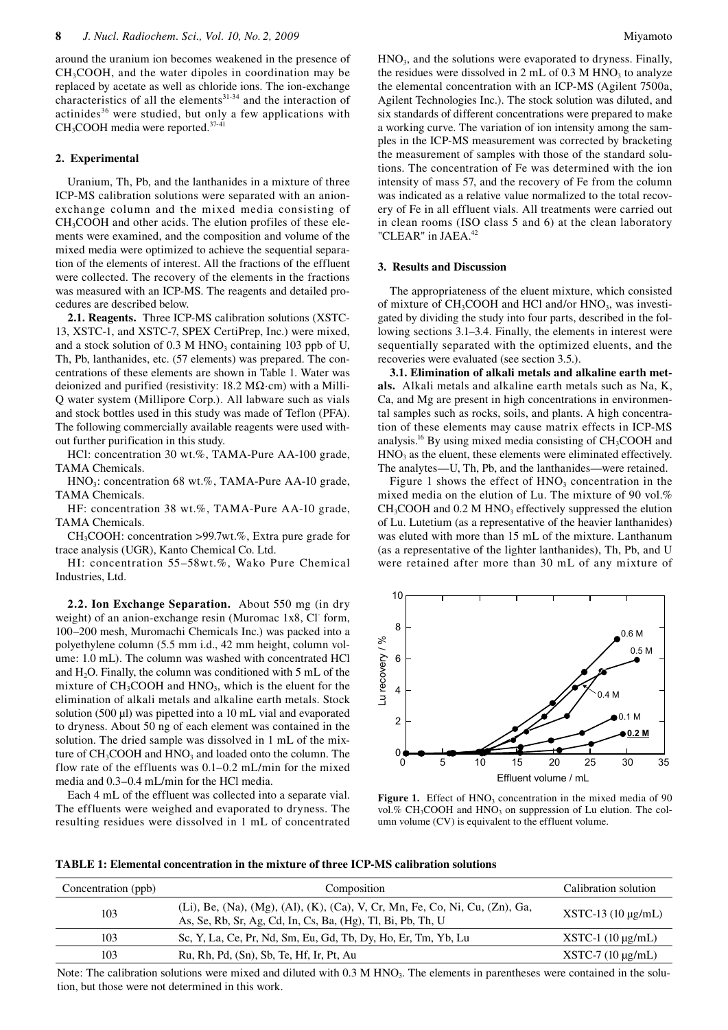around the uranium ion becomes weakened in the presence of $CH_3COOH$, and the water dipoles in coordination may be replaced by acetate as well as chloride ions. The ion-exchange characteristics of all the elements[31-34] and the interaction of actinides[36] were studied, but only a few applications with $CH_3COOH$ media were reported.[37-41]

## 2. Experimental

Uranium, Th, Pb, and the lanthanides in a mixture of three ICP-MS calibration solutions were separated with an anion-exchange column and the mixed media consisting of $CH_3COOH$ and other acids. The elution profiles of these elements were examined, and the composition and volume of the mixed media were optimized to achieve the sequential separation of the elements of interest. All the fractions of the effluent were collected. The recovery of the elements in the fractions was measured with an ICP-MS. The reagents and detailed procedures are described below.

**2.1. Reagents.** Three ICP-MS calibration solutions (XSTC-13, XSTC-1, and XSTC-7, SPEX CertiPrep, Inc.) were mixed, and a stock solution of 0.3 M $HNO_3$ containing 103 ppb of U, Th, Pb, lanthanides, etc. (57 elements) was prepared. The concentrations of these elements are shown in Table 1. Water was deionized and purified (resistivity: 18.2 MΩ·cm) with a Milli-Q water system (Millipore Corp.). All labware such as vials and stock bottles used in this study was made of Teflon (PFA). The following commercially available reagents were used without further purification in this study.

HCl: concentration 30 wt.%, TAMA-Pure AA-100 grade, TAMA Chemicals.

$HNO_3$: concentration 68 wt.%, TAMA-Pure AA-10 grade, TAMA Chemicals.

HF: concentration 38 wt.%, TAMA-Pure AA-10 grade, TAMA Chemicals.

$CH_3COOH$: concentration >99.7wt.%, Extra pure grade for trace analysis (UGR), Kanto Chemical Co. Ltd.

HI: concentration 55–58wt.%, Wako Pure Chemical Industries, Ltd.

**2.2. Ion Exchange Separation.** About 550 mg (in dry weight) of an anion-exchange resin (Muromac 1x8, $Cl^-$ form, 100–200 mesh, Muromachi Chemicals Inc.) was packed into a polyethylene column (5.5 mm i.d., 42 mm height, column volume: 1.0 mL). The column was washed with concentrated HCl and $H_2O$. Finally, the column was conditioned with 5 mL of the mixture of $CH_3COOH$ and $HNO_3$, which is the eluent for the elimination of alkali metals and alkaline earth metals. Stock solution (500 µl) was pipetted into a 10 mL vial and evaporated to dryness. About 50 ng of each element was contained in the solution. The dried sample was dissolved in 1 mL of the mixture of $CH_3COOH$ and $HNO_3$ and loaded onto the column. The flow rate of the effluents was 0.1–0.2 mL/min for the mixed media and 0.3–0.4 mL/min for the HCl media.

Each 4 mL of the effluent was collected into a separate vial. The effluents were weighed and evaporated to dryness. The resulting residues were dissolved in 1 mL of concentrated $HNO_3$, and the solutions were evaporated to dryness. Finally, the residues were dissolved in 2 mL of 0.3 M $HNO_3$ to analyze the elemental concentration with an ICP-MS (Agilent 7500a, Agilent Technologies Inc.). The stock solution was diluted, and six standards of different concentrations were prepared to make a working curve. The variation of ion intensity among the samples in the ICP-MS measurement was corrected by bracketing the measurement of samples with those of the standard solutions. The concentration of Fe was determined with the ion intensity of mass 57, and the recovery of Fe from the column was indicated as a relative value normalized to the total recovery of Fe in all effluent vials. All treatments were carried out in clean rooms (ISO class 5 and 6) at the clean laboratory "CLEAR" in JAEA.[42]

## 3. Results and Discussion

The appropriateness of the eluent mixture, which consisted of mixture of $CH_3COOH$ and HCl and/or $HNO_3$, was investigated by dividing the study into four parts, described in the following sections 3.1–3.4. Finally, the elements in interest were sequentially separated with the optimized eluents, and the recoveries were evaluated (see section 3.5.).

**3.1. Elimination of alkali metals and alkaline earth metals.** Alkali metals and alkaline earth metals such as Na, K, Ca, and Mg are present in high concentrations in environmental samples such as rocks, soils, and plants. A high concentration of these elements may cause matrix effects in ICP-MS analysis.[16] By using mixed media consisting of $CH_3COOH$ and $HNO_3$ as the eluent, these elements were eliminated effectively. The analytes—U, Th, Pb, and the lanthanides—were retained.

Figure 1 shows the effect of $HNO_3$ concentration in the mixed media on the elution of Lu. The mixture of 90 vol.% $CH_3COOH$ and 0.2 M $HNO_3$ effectively suppressed the elution of Lu. Lutetium (as a representative of the heavier lanthanides) was eluted with more than 15 mL of the mixture. Lanthanum (as a representative of the lighter lanthanides), Th, Pb, and U were retained after more than 30 mL of any mixture of

**Figure 1.** Effect of $HNO_3$ concentration in the mixed media of 90 vol.% $CH_3COOH$ and $HNO_3$ on suppression of Lu elution. The column volume (CV) is equivalent to the effluent volume.

**TABLE 1: Elemental concentration in the mixture of three ICP-MS calibration solutions**

| Concentration (ppb) | Composition | Calibration solution |
|---|---|---|
| 103 | (Li), Be, (Na), (Mg), (Al), (K), (Ca), V, Cr, Mn, Fe, Co, Ni, Cu, (Zn), Ga, As, Se, Rb, Sr, Ag, Cd, In, Cs, Ba, (Hg), Tl, Bi, Pb, Th, U | XSTC-13 (10 µg/mL) |
| 103 | Sc, Y, La, Ce, Pr, Nd, Sm, Eu, Gd, Tb, Dy, Ho, Er, Tm, Yb, Lu | XSTC-1 (10 µg/mL) |
| 103 | Ru, Rh, Pd, (Sn), Sb, Te, Hf, Ir, Pt, Au | XSTC-7 (10 µg/mL) |

Note: The calibration solutions were mixed and diluted with 0.3 M $HNO_3$. The elements in parentheses were contained in the solution, but those were not determined in this work.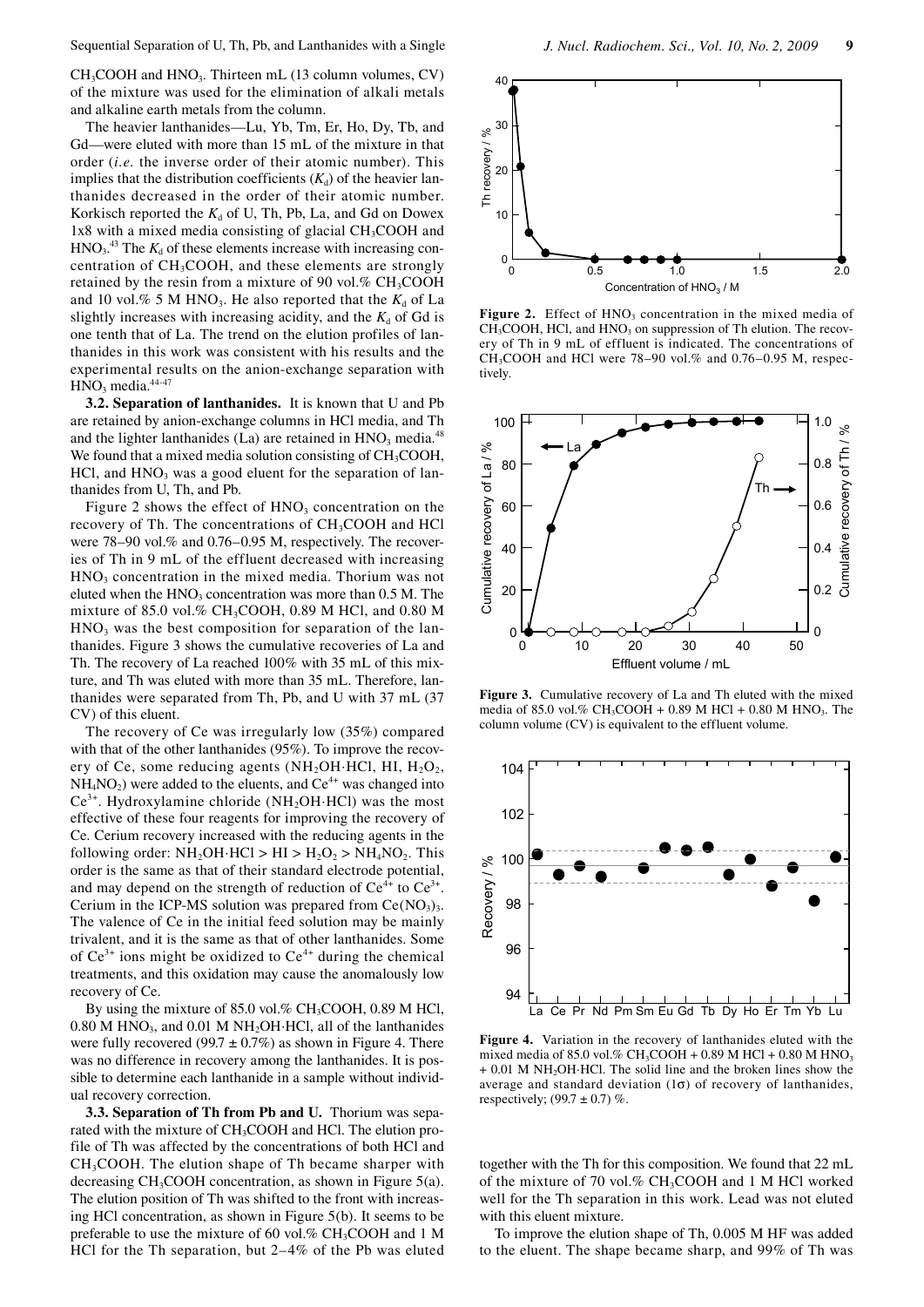$CH_3COOH$ and $HNO_3$. Thirteen mL (13 column volumes, CV) of the mixture was used for the elimination of alkali metals and alkaline earth metals from the column.

The heavier lanthanides—Lu, Yb, Tm, Er, Ho, Dy, Tb, and Gd—were eluted with more than 15 mL of the mixture in that order (*i.e.* the inverse order of their atomic number). This implies that the distribution coefficients ($K_d$) of the heavier lanthanides decreased in the order of their atomic number. Korkisch reported the $K_d$ of U, Th, Pb, La, and Gd on Dowex 1x8 with a mixed media consisting of glacial $CH_3COOH$ and $HNO_3$.[43] The $K_d$ of these elements increase with increasing concentration of $CH_3COOH$, and these elements are strongly retained by the resin from a mixture of 90 vol.% $CH_3COOH$ and 10 vol.% 5 M $HNO_3$. He also reported that the $K_d$ of La slightly increases with increasing acidity, and the $K_d$ of Gd is one tenth that of La. The trend on the elution profiles of lanthanides in this work was consistent with his results and the experimental results on the anion-exchange separation with $HNO_3$ media.[44-47]

**3.2. Separation of lanthanides.** It is known that U and Pb are retained by anion-exchange columns in HCl media, and Th and the lighter lanthanides (La) are retained in $HNO_3$ media.[48] We found that a mixed media solution consisting of $CH_3COOH$, HCl, and $HNO_3$ was a good eluent for the separation of lanthanides from U, Th, and Pb.

Figure 2 shows the effect of $HNO_3$ concentration on the recovery of Th. The concentrations of $CH_3COOH$ and HCl were 78–90 vol.% and 0.76–0.95 M, respectively. The recoveries of Th in 9 mL of the effluent decreased with increasing $HNO_3$ concentration in the mixed media. Thorium was not eluted when the $HNO_3$ concentration was more than 0.5 M. The mixture of 85.0 vol.% $CH_3COOH$, 0.89 M HCl, and 0.80 M $HNO_3$ was the best composition for separation of the lanthanides. Figure 3 shows the cumulative recoveries of La and Th. The recovery of La reached 100% with 35 mL of this mixture, and Th was eluted with more than 35 mL. Therefore, lanthanides were separated from Th, Pb, and U with 37 mL (37 CV) of this eluent.

The recovery of Ce was irregularly low (35%) compared with that of the other lanthanides (95%). To improve the recovery of Ce, some reducing agents ($NH_2OH{\cdot}HCl$, HI, $H_2O_2$, $NH_4NO_2$) were added to the eluents, and $Ce^{4+}$ was changed into $Ce^{3+}$. Hydroxylamine chloride ($NH_2OH{\cdot}HCl$) was the most effective of these four reagents for improving the recovery of Ce. Cerium recovery increased with the reducing agents in the following order: $NH_2OH{\cdot}HCl > HI > H_2O_2 > NH_4NO_2$. This order is the same as that of their standard electrode potential, and may depend on the strength of reduction of $Ce^{4+}$ to $Ce^{3+}$. Cerium in the ICP-MS solution was prepared from $Ce(NO_3)_3$. The valence of Ce in the initial feed solution may be mainly trivalent, and it is the same as that of other lanthanides. Some of $Ce^{3+}$ ions might be oxidized to $Ce^{4+}$ during the chemical treatments, and this oxidation may cause the anomalously low recovery of Ce.

By using the mixture of 85.0 vol.% $CH_3COOH$, 0.89 M HCl, 0.80 M $HNO_3$, and 0.01 M $NH_2OH{\cdot}HCl$, all of the lanthanides were fully recovered (99.7 ± 0.7%) as shown in Figure 4. There was no difference in recovery among the lanthanides. It is possible to determine each lanthanide in a sample without individual recovery correction.

**3.3. Separation of Th from Pb and U.** Thorium was separated with the mixture of $CH_3COOH$ and HCl. The elution profile of Th was affected by the concentrations of both HCl and $CH_3COOH$. The elution shape of Th became sharper with decreasing $CH_3COOH$ concentration, as shown in Figure 5(a). The elution position of Th was shifted to the front with increasing HCl concentration, as shown in Figure 5(b). It seems to be preferable to use the mixture of 60 vol.% $CH_3COOH$ and 1 M HCl for the Th separation, but 2–4% of the Pb was eluted together with the Th for this composition. We found that 22 mL of the mixture of 70 vol.% $CH_3COOH$ and 1 M HCl worked well for the Th separation in this work. Lead was not eluted with this eluent mixture.

To improve the elution shape of Th, 0.005 M HF was added to the eluent. The shape became sharp, and 99% of Th was

**Figure 2.** Effect of $HNO_3$ concentration in the mixed media of $CH_3COOH$, HCl, and $HNO_3$ on suppression of Th elution. The recovery of Th in 9 mL of effluent is indicated. The concentrations of $CH_3COOH$ and HCl were 78–90 vol.% and 0.76–0.95 M, respectively.

**Figure 3.** Cumulative recovery of La and Th eluted with the mixed media of 85.0 vol.% $CH_3COOH$ + 0.89 M HCl + 0.80 M $HNO_3$. The column volume (CV) is equivalent to the effluent volume.

**Figure 4.** Variation in the recovery of lanthanides eluted with the mixed media of 85.0 vol.% $CH_3COOH$ + 0.89 M HCl + 0.80 M $HNO_3$ + 0.01 M $NH_2OH{\cdot}HCl$. The solid line and the broken lines show the average and standard deviation (1σ) of recovery of lanthanides, respectively; (99.7 ± 0.7) %.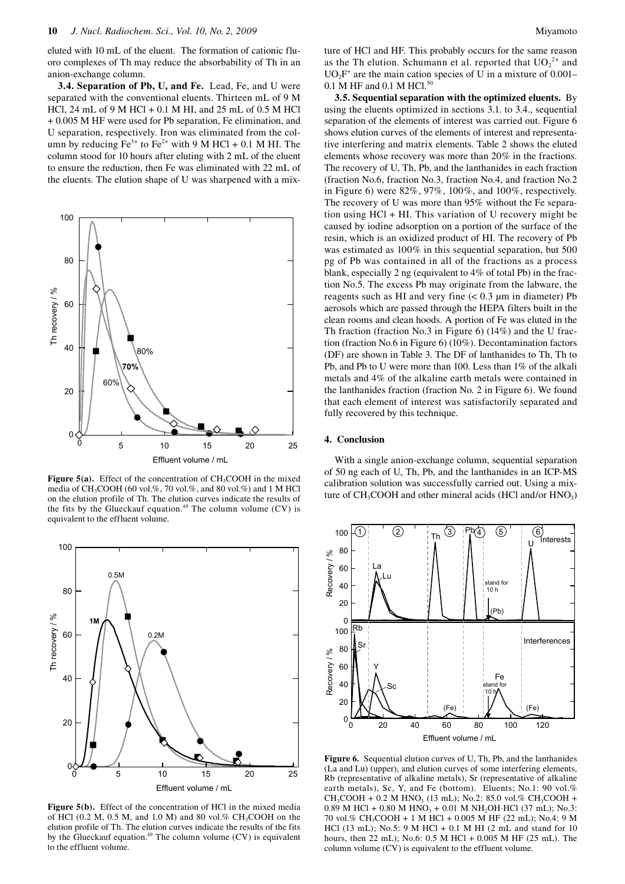eluted with 10 mL of the eluent. The formation of cationic fluoro complexes of Th may reduce the absorbability of Th in an anion-exchange column.

**3.4. Separation of Pb, U, and Fe.** Lead, Fe, and U were separated with the conventional eluents. Thirteen mL of 9 M HCl, 24 mL of 9 M HCl + 0.1 M HI, and 25 mL of 0.5 M HCl + 0.005 M HF were used for Pb separation, Fe elimination, and U separation, respectively. Iron was eliminated from the column by reducing $Fe^{3+}$ to $Fe^{2+}$ with 9 M HCl + 0.1 M HI. The column stood for 10 hours after eluting with 2 mL of the eluent to ensure the reduction, then Fe was eliminated with 22 mL of the eluents. The elution shape of U was sharpened with a mixture of HCl and HF. This probably occurs for the same reason as the Th elution. Schumann et al. reported that $UO_2^{2+}$ and $UO_2F^+$ are the main cation species of U in a mixture of 0.001–0.1 M HF and 0.1 M HCl.[50]

**Figure 5(a).** Effect of the concentration of $CH_3COOH$ in the mixed media of $CH_3COOH$ (60 vol.%, 70 vol.%, and 80 vol.%) and 1 M HCl on the elution profile of Th. The elution curves indicate the results of the fits by the Glueckauf equation.[49] The column volume (CV) is equivalent to the effluent volume.

**Figure 5(b).** Effect of the concentration of HCl in the mixed media of HCl (0.2 M, 0.5 M, and 1.0 M) and 80 vol.% $CH_3COOH$ on the elution profile of Th. The elution curves indicate the results of the fits by the Glueckauf equation.[49] The column volume (CV) is equivalent to the effluent volume.

**3.5. Sequential separation with the optimized eluents.** By using the eluents optimized in sections 3.1. to 3.4., sequential separation of the elements of interest was carried out. Figure 6 shows elution curves of the elements of interest and representative interfering and matrix elements. Table 2 shows the eluted elements whose recovery was more than 20% in the fractions. The recovery of U, Th, Pb, and the lanthanides in each fraction (fraction No.6, fraction No.3, fraction No.4, and fraction No.2 in Figure 6) were 82%, 97%, 100%, and 100%, respectively. The recovery of U was more than 95% without the Fe separation using HCl + HI. This variation of U recovery might be caused by iodine adsorption on a portion of the surface of the resin, which is an oxidized product of HI. The recovery of Pb was estimated as 100% in this sequential separation, but 500 pg of Pb was contained in all of the fractions as a process blank, especially 2 ng (equivalent to 4% of total Pb) in the fraction No.5. The excess Pb may originate from the labware, the reagents such as HI and very fine (< 0.3 µm in diameter) Pb aerosols which are passed through the HEPA filters built in the clean rooms and clean hoods. A portion of Fe was eluted in the Th fraction (fraction No.3 in Figure 6) (14%) and the U fraction (fraction No.6 in Figure 6) (10%). Decontamination factors (DF) are shown in Table 3. The DF of lanthanides to Th, Th to Pb, and Pb to U were more than 100. Less than 1% of the alkali metals and 4% of the alkaline earth metals were contained in the lanthanides fraction (fraction No. 2 in Figure 6). We found that each element of interest was satisfactorily separated and fully recovered by this technique.

## 4. Conclusion

With a single anion-exchange column, sequential separation of 50 ng each of U, Th, Pb, and the lanthanides in an ICP-MS calibration solution was successfully carried out. Using a mixture of $CH_3COOH$ and other mineral acids (HCl and/or $HNO_3$)

**Figure 6.** Sequential elution curves of U, Th, Pb, and the lanthanides (La and Lu) (upper), and elution curves of some interfering elements, Rb (representative of alkaline metals), Sr (representative of alkaline earth metals), Sc, Y, and Fe (bottom). Eluents; No.1: 90 vol.% $CH_3COOH$ + 0.2 M $HNO_3$ (13 mL); No.2: 85.0 vol.% $CH_3COOH$ + 0.89 M HCl + 0.80 M $HNO_3$ + 0.01 M $NH_2OH{\cdot}HCl$ (37 mL); No.3: 70 vol.% $CH_3COOH$ + 1 M HCl + 0.005 M HF (22 mL); No.4: 9 M HCl (13 mL); No.5: 9 M HCl + 0.1 M HI (2 mL and stand for 10 hours, then 22 mL); No.6: 0.5 M HCl + 0.005 M HF (25 mL). The column volume (CV) is equivalent to the effluent volume.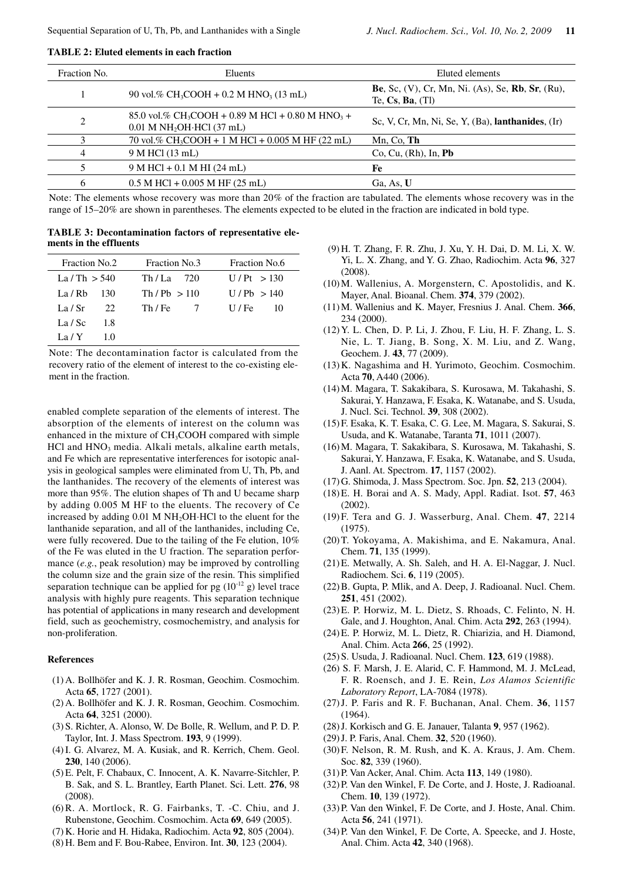**TABLE 2: Eluted elements in each fraction**

| Fraction No. | Eluents | Eluted elements |
|---|---|---|
| 1 | 90 vol.% $CH_3COOH$ + 0.2 M $HNO_3$ (13 mL) | **Be**, Sc, (V), Cr, Mn, Ni. (As), Se, **Rb**, **Sr**, (Ru), Te, **Cs**, **Ba**, (Tl) |
| 2 | 85.0 vol.% $CH_3COOH$ + 0.89 M HCl + 0.80 M $HNO_3$ + 0.01 M $NH_2OH{\cdot}HCl$ (37 mL) | Sc, V, Cr, Mn, Ni, Se, Y, (Ba), **lanthanides**, (Ir) |
| 3 | 70 vol.% $CH_3COOH$ + 1 M HCl + 0.005 M HF (22 mL) | Mn, Co, **Th** |
| 4 | 9 M HCl (13 mL) | Co, Cu, (Rh), In, **Pb** |
| 5 | 9 M HCl + 0.1 M HI (24 mL) | **Fe** |
| 6 | 0.5 M HCl + 0.005 M HF (25 mL) | Ga, As, **U** |

Note: The elements whose recovery was more than 20% of the fraction are tabulated. The elements whose recovery was in the range of 15–20% are shown in parentheses. The elements expected to be eluted in the fraction are indicated in bold type.

**TABLE 3: Decontamination factors of representative elements in the effluents**

| Fraction No.2 | | Fraction No.3 | | Fraction No.6 | |
|---|---|---|---|---|---|
| La / Th | > 540 | Th / La | 720 | U / Pt | > 130 |
| La / Rb | 130 | Th / Pb | > 110 | U / Pb | > 140 |
| La / Sr | 22 | Th / Fe | 7 | U / Fe | 10 |
| La / Sc | 1.8 | | | | |
| La / Y | 1.0 | | | | |

Note: The decontamination factor is calculated from the recovery ratio of the element of interest to the co-existing element in the fraction.

enabled complete separation of the elements of interest. The absorption of the elements of interest on the column was enhanced in the mixture of $CH_3COOH$ compared with simple HCl and $HNO_3$ media. Alkali metals, alkaline earth metals, and Fe which are representative interferences for isotopic analysis in geological samples were eliminated from U, Th, Pb, and the lanthanides. The recovery of the elements of interest was more than 95%. The elution shapes of Th and U became sharp by adding 0.005 M HF to the eluents. The recovery of Ce increased by adding 0.01 M $NH_2OH{\cdot}HCl$ to the eluent for the lanthanide separation, and all of the lanthanides, including Ce, were fully recovered. Due to the tailing of the Fe elution, 10% of the Fe was eluted in the U fraction. The separation performance (*e.g.*, peak resolution) may be improved by controlling the column size and the grain size of the resin. This simplified separation technique can be applied for pg ($10^{-12}$ g) level trace analysis with highly pure reagents. This separation technique has potential of applications in many research and development field, such as geochemistry, cosmochemistry, and analysis for non-proliferation.

## References

(1) A. Bollhöfer and K. J. R. Rosman, Geochim. Cosmochim. Acta **65**, 1727 (2001).
(2) A. Bollhöfer and K. J. R. Rosman, Geochim. Cosmochim. Acta **64**, 3251 (2000).
(3) S. Richter, A. Alonso, W. De Bolle, R. Wellum, and P. D. P. Taylor, Int. J. Mass Spectrom. **193**, 9 (1999).
(4) I. G. Alvarez, M. A. Kusiak, and R. Kerrich, Chem. Geol. **230**, 140 (2006).
(5) E. Pelt, F. Chabaux, C. Innocent, A. K. Navarre-Sitchler, P. B. Sak, and S. L. Brantley, Earth Planet. Sci. Lett. **276**, 98 (2008).
(6) R. A. Mortlock, R. G. Fairbanks, T. -C. Chiu, and J. Rubenstone, Geochim. Cosmochim. Acta **69**, 649 (2005).
(7) K. Horie and H. Hidaka, Radiochim. Acta **92**, 805 (2004).
(8) H. Bem and F. Bou-Rabee, Environ. Int. **30**, 123 (2004).
(9) H. T. Zhang, F. R. Zhu, J. Xu, Y. H. Dai, D. M. Li, X. W. Yi, L. X. Zhang, and Y. G. Zhao, Radiochim. Acta **96**, 327 (2008).
(10) M. Wallenius, A. Morgenstern, C. Apostolidis, and K. Mayer, Anal. Bioanal. Chem. **374**, 379 (2002).
(11) M. Wallenius and K. Mayer, Fresnius J. Anal. Chem. **366**, 234 (2000).
(12) Y. L. Chen, D. P. Li, J. Zhou, F. Liu, H. F. Zhang, L. S. Nie, L. T. Jiang, B. Song, X. M. Liu, and Z. Wang, Geochem. J. **43**, 77 (2009).
(13) K. Nagashima and H. Yurimoto, Geochim. Cosmochim. Acta **70**, A440 (2006).
(14) M. Magara, T. Sakakibara, S. Kurosawa, M. Takahashi, S. Sakurai, Y. Hanzawa, F. Esaka, K. Watanabe, and S. Usuda, J. Nucl. Sci. Technol. **39**, 308 (2002).
(15) F. Esaka, K. T. Esaka, C. G. Lee, M. Magara, S. Sakurai, S. Usuda, and K. Watanabe, Taranta **71**, 1011 (2007).
(16) M. Magara, T. Sakakibara, S. Kurosawa, M. Takahashi, S. Sakurai, Y. Hanzawa, F. Esaka, K. Watanabe, and S. Usuda, J. Aanl. At. Spectrom. **17**, 1157 (2002).
(17) G. Shimoda, J. Mass Spectrom. Soc. Jpn. **52**, 213 (2004).
(18) E. H. Borai and A. S. Mady, Appl. Radiat. Isot. **57**, 463 (2002).
(19) F. Tera and G. J. Wasserburg, Anal. Chem. **47**, 2214 (1975).
(20) T. Yokoyama, A. Makishima, and E. Nakamura, Anal. Chem. **71**, 135 (1999).
(21) E. Metwally, A. Sh. Saleh, and H. A. El-Naggar, J. Nucl. Radiochem. Sci. **6**, 119 (2005).
(22) B. Gupta, P. Mlik, and A. Deep, J. Radioanal. Nucl. Chem. **251**, 451 (2002).
(23) E. P. Horwiz, M. L. Dietz, S. Rhoads, C. Felinto, N. H. Gale, and J. Houghton, Anal. Chim. Acta **292**, 263 (1994).
(24) E. P. Horwiz, M. L. Dietz, R. Chiarizia, and H. Diamond, Anal. Chim. Acta **266**, 25 (1992).
(25) S. Usuda, J. Radioanal. Nucl. Chem. **123**, 619 (1988).
(26) S. F. Marsh, J. E. Alarid, C. F. Hammond, M. J. McLead, F. R. Roensch, and J. E. Rein, *Los Alamos Scientific Laboratory Report*, LA-7084 (1978).
(27) J. P. Faris and R. F. Buchanan, Anal. Chem. **36**, 1157 (1964).
(28) J. Korkisch and G. E. Janauer, Talanta **9**, 957 (1962).
(29) J. P. Faris, Anal. Chem. **32**, 520 (1960).
(30) F. Nelson, R. M. Rush, and K. A. Kraus, J. Am. Chem. Soc. **82**, 339 (1960).
(31) P. Van Acker, Anal. Chim. Acta **113**, 149 (1980).
(32) P. Van den Winkel, F. De Corte, and J. Hoste, J. Radioanal. Chem. **10**, 139 (1972).
(33) P. Van den Winkel, F. De Corte, and J. Hoste, Anal. Chim. Acta **56**, 241 (1971).
(34) P. Van den Winkel, F. De Corte, A. Speecke, and J. Hoste, Anal. Chim. Acta **42**, 340 (1968).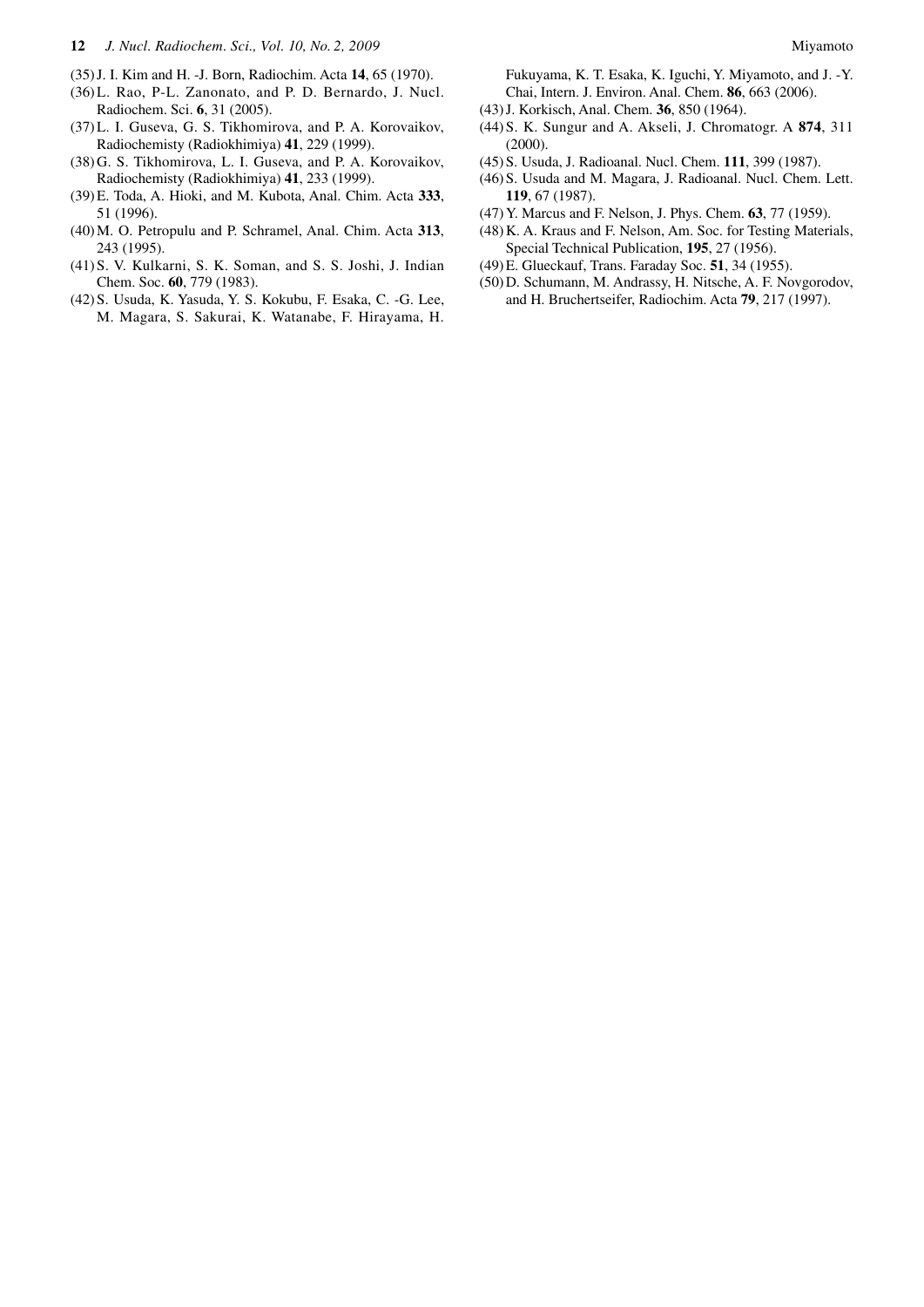(35) J. I. Kim and H. -J. Born, Radiochim. Acta **14**, 65 (1970).

(36) L. Rao, P-L. Zanonato, and P. D. Bernardo, J. Nucl. Radiochem. Sci. **6**, 31 (2005).

(37) L. I. Guseva, G. S. Tikhomirova, and P. A. Korovaikov, Radiochemisty (Radiokhimiya) **41**, 229 (1999).

(38) G. S. Tikhomirova, L. I. Guseva, and P. A. Korovaikov, Radiochemisty (Radiokhimiya) **41**, 233 (1999).

(39) E. Toda, A. Hioki, and M. Kubota, Anal. Chim. Acta **333**, 51 (1996).

(40) M. O. Petropulu and P. Schramel, Anal. Chim. Acta **313**, 243 (1995).

(41) S. V. Kulkarni, S. K. Soman, and S. S. Joshi, J. Indian Chem. Soc. **60**, 779 (1983).

(42) S. Usuda, K. Yasuda, Y. S. Kokubu, F. Esaka, C. -G. Lee, M. Magara, S. Sakurai, K. Watanabe, F. Hirayama, H. Fukuyama, K. T. Esaka, K. Iguchi, Y. Miyamoto, and J. -Y. Chai, Intern. J. Environ. Anal. Chem. **86**, 663 (2006).

(43) J. Korkisch, Anal. Chem. **36**, 850 (1964).

(44) S. K. Sungur and A. Akseli, J. Chromatogr. A **874**, 311 (2000).

(45) S. Usuda, J. Radioanal. Nucl. Chem. **111**, 399 (1987).

(46) S. Usuda and M. Magara, J. Radioanal. Nucl. Chem. Lett. **119**, 67 (1987).

(47) Y. Marcus and F. Nelson, J. Phys. Chem. **63**, 77 (1959).

(48) K. A. Kraus and F. Nelson, Am. Soc. for Testing Materials, Special Technical Publication, **195**, 27 (1956).

(49) E. Glueckauf, Trans. Faraday Soc. **51**, 34 (1955).

(50) D. Schumann, M. Andrassy, H. Nitsche, A. F. Novgorodov, and H. Bruchertseifer, Radiochim. Acta **79**, 217 (1997).